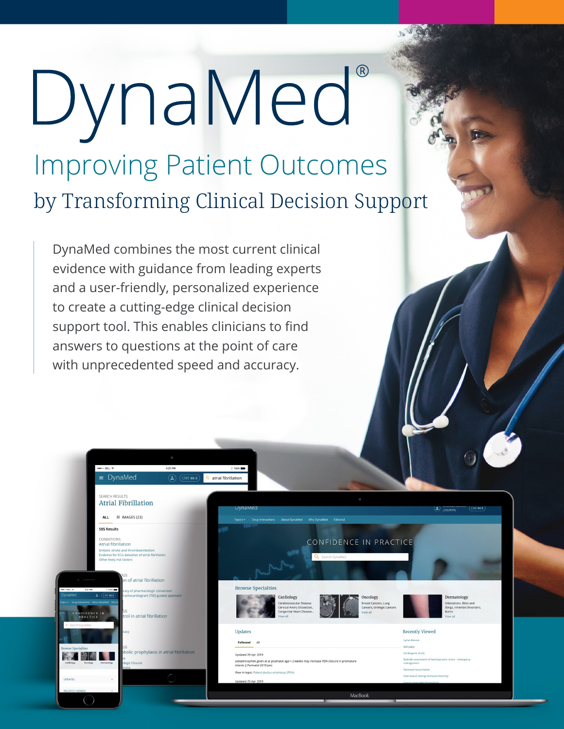# DynaMed®

## Improving Patient Outcomes

### by Transforming Clinical Decision Support

DynaMed combines the most current clinical evidence with guidance from leading experts and a user-friendly, personalized experience to create a cutting-edge clinical decision support tool. This enables clinicians to find answers to questions at the point of care with unprecedented speed and accuracy.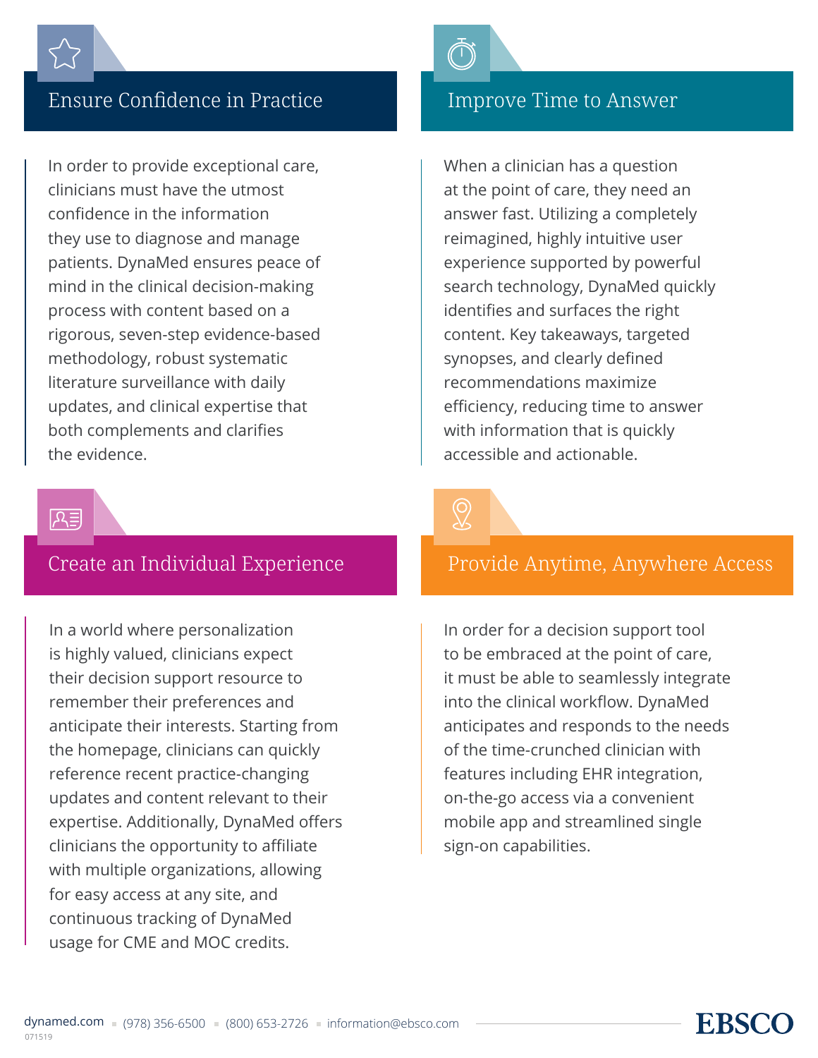## Ensure Confidence in Practice

In order to provide exceptional care, clinicians must have the utmost confidence in the information they use to diagnose and manage patients. DynaMed ensures peace of mind in the clinical decision-making process with content based on a rigorous, seven-step evidence-based methodology, robust systematic literature surveillance with daily updates, and clinical expertise that both complements and clarifies the evidence.

## Improve Time to Answer

When a clinician has a question at the point of care, they need an answer fast. Utilizing a completely reimagined, highly intuitive user experience supported by powerful search technology, DynaMed quickly identifies and surfaces the right content. Key takeaways, targeted synopses, and clearly defined recommendations maximize efficiency, reducing time to answer with information that is quickly accessible and actionable.

## Create an Individual Experience

In a world where personalization is highly valued, clinicians expect their decision support resource to remember their preferences and anticipate their interests. Starting from the homepage, clinicians can quickly reference recent practice-changing updates and content relevant to their expertise. Additionally, DynaMed offers clinicians the opportunity to affiliate with multiple organizations, allowing for easy access at any site, and continuous tracking of DynaMed usage for CME and MOC credits.

## Provide Anytime, Anywhere Access

In order for a decision support tool to be embraced at the point of care, it must be able to seamlessly integrate into the clinical workflow. DynaMed anticipates and responds to the needs of the time-crunched clinician with features including EHR integration, on-the-go access via a convenient mobile app and streamlined single sign-on capabilities.

dynamed.com ▪ (978) 356-6500 ▪ (800) 653-2726 ▪ information@ebsco.com

071519

EBSCO